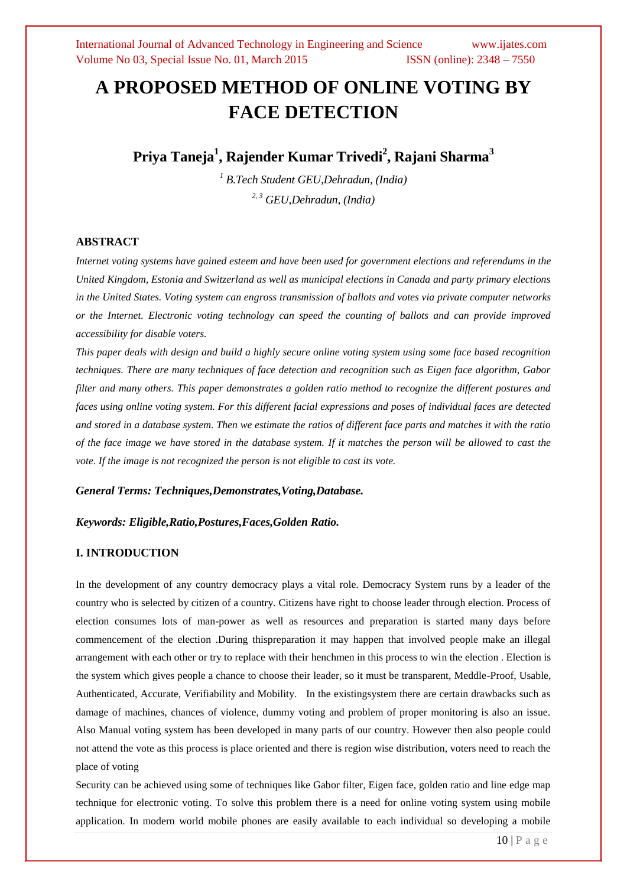# A PROPOSED METHOD OF ONLINE VOTING BY FACE DETECTION

**Priya Taneja[1], Rajender Kumar Trivedi[2], Rajani Sharma[3]**

*[1] B.Tech Student GEU,Dehradun, (India)*

*[2, 3] GEU,Dehradun, (India)*

## ABSTRACT

*Internet voting systems have gained esteem and have been used for government elections and referendums in the United Kingdom, Estonia and Switzerland as well as municipal elections in Canada and party primary elections in the United States. Voting system can engross transmission of ballots and votes via private computer networks or the Internet. Electronic voting technology can speed the counting of ballots and can provide improved accessibility for disable voters.*

*This paper deals with design and build a highly secure online voting system using some face based recognition techniques. There are many techniques of face detection and recognition such as Eigen face algorithm, Gabor filter and many others. This paper demonstrates a golden ratio method to recognize the different postures and faces using online voting system. For this different facial expressions and poses of individual faces are detected and stored in a database system. Then we estimate the ratios of different face parts and matches it with the ratio of the face image we have stored in the database system. If it matches the person will be allowed to cast the vote. If the image is not recognized the person is not eligible to cast its vote.*

***General Terms: Techniques,Demonstrates,Voting,Database.***

***Keywords: Eligible,Ratio,Postures,Faces,Golden Ratio.***

## I. INTRODUCTION

In the development of any country democracy plays a vital role. Democracy System runs by a leader of the country who is selected by citizen of a country. Citizens have right to choose leader through election. Process of election consumes lots of man-power as well as resources and preparation is started many days before commencement of the election .During thispreparation it may happen that involved people make an illegal arrangement with each other or try to replace with their henchmen in this process to win the election . Election is the system which gives people a chance to choose their leader, so it must be transparent, Meddle-Proof, Usable, Authenticated, Accurate, Verifiability and Mobility. In the existingsystem there are certain drawbacks such as damage of machines, chances of violence, dummy voting and problem of proper monitoring is also an issue. Also Manual voting system has been developed in many parts of our country. However then also people could not attend the vote as this process is place oriented and there is region wise distribution, voters need to reach the place of voting

Security can be achieved using some of techniques like Gabor filter, Eigen face, golden ratio and line edge map technique for electronic voting. To solve this problem there is a need for online voting system using mobile application. In modern world mobile phones are easily available to each individual so developing a mobile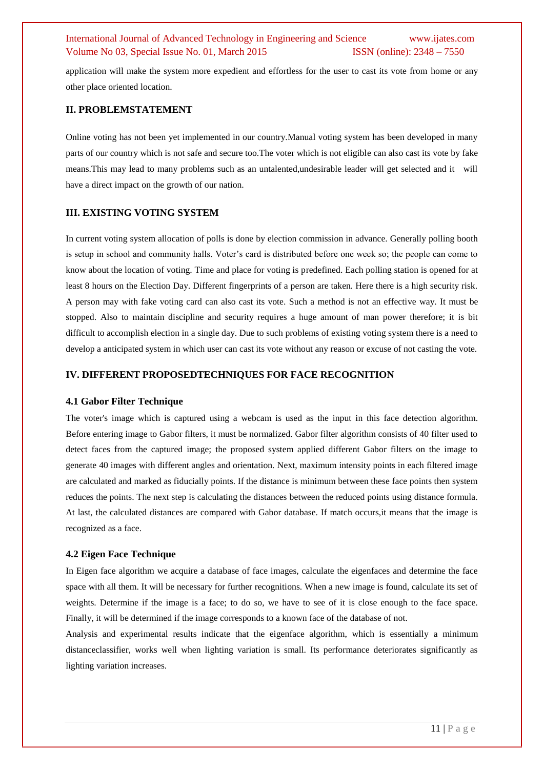application will make the system more expedient and effortless for the user to cast its vote from home or any other place oriented location.

## II. PROBLEMSTATEMENT

Online voting has not been yet implemented in our country.Manual voting system has been developed in many parts of our country which is not safe and secure too.The voter which is not eligible can also cast its vote by fake means.This may lead to many problems such as an untalented,undesirable leader will get selected and it will have a direct impact on the growth of our nation.

## III. EXISTING VOTING SYSTEM

In current voting system allocation of polls is done by election commission in advance. Generally polling booth is setup in school and community halls. Voter's card is distributed before one week so; the people can come to know about the location of voting. Time and place for voting is predefined. Each polling station is opened for at least 8 hours on the Election Day. Different fingerprints of a person are taken. Here there is a high security risk. A person may with fake voting card can also cast its vote. Such a method is not an effective way. It must be stopped. Also to maintain discipline and security requires a huge amount of man power therefore; it is bit difficult to accomplish election in a single day. Due to such problems of existing voting system there is a need to develop a anticipated system in which user can cast its vote without any reason or excuse of not casting the vote.

## IV. DIFFERENT PROPOSEDTECHNIQUES FOR FACE RECOGNITION

### 4.1 Gabor Filter Technique

The voter's image which is captured using a webcam is used as the input in this face detection algorithm. Before entering image to Gabor filters, it must be normalized. Gabor filter algorithm consists of 40 filter used to detect faces from the captured image; the proposed system applied different Gabor filters on the image to generate 40 images with different angles and orientation. Next, maximum intensity points in each filtered image are calculated and marked as fiducially points. If the distance is minimum between these face points then system reduces the points. The next step is calculating the distances between the reduced points using distance formula. At last, the calculated distances are compared with Gabor database. If match occurs,it means that the image is recognized as a face.

### 4.2 Eigen Face Technique

In Eigen face algorithm we acquire a database of face images, calculate the eigenfaces and determine the face space with all them. It will be necessary for further recognitions. When a new image is found, calculate its set of weights. Determine if the image is a face; to do so, we have to see of it is close enough to the face space. Finally, it will be determined if the image corresponds to a known face of the database of not.

Analysis and experimental results indicate that the eigenface algorithm, which is essentially a minimum distanceclassifier, works well when lighting variation is small. Its performance deteriorates significantly as lighting variation increases.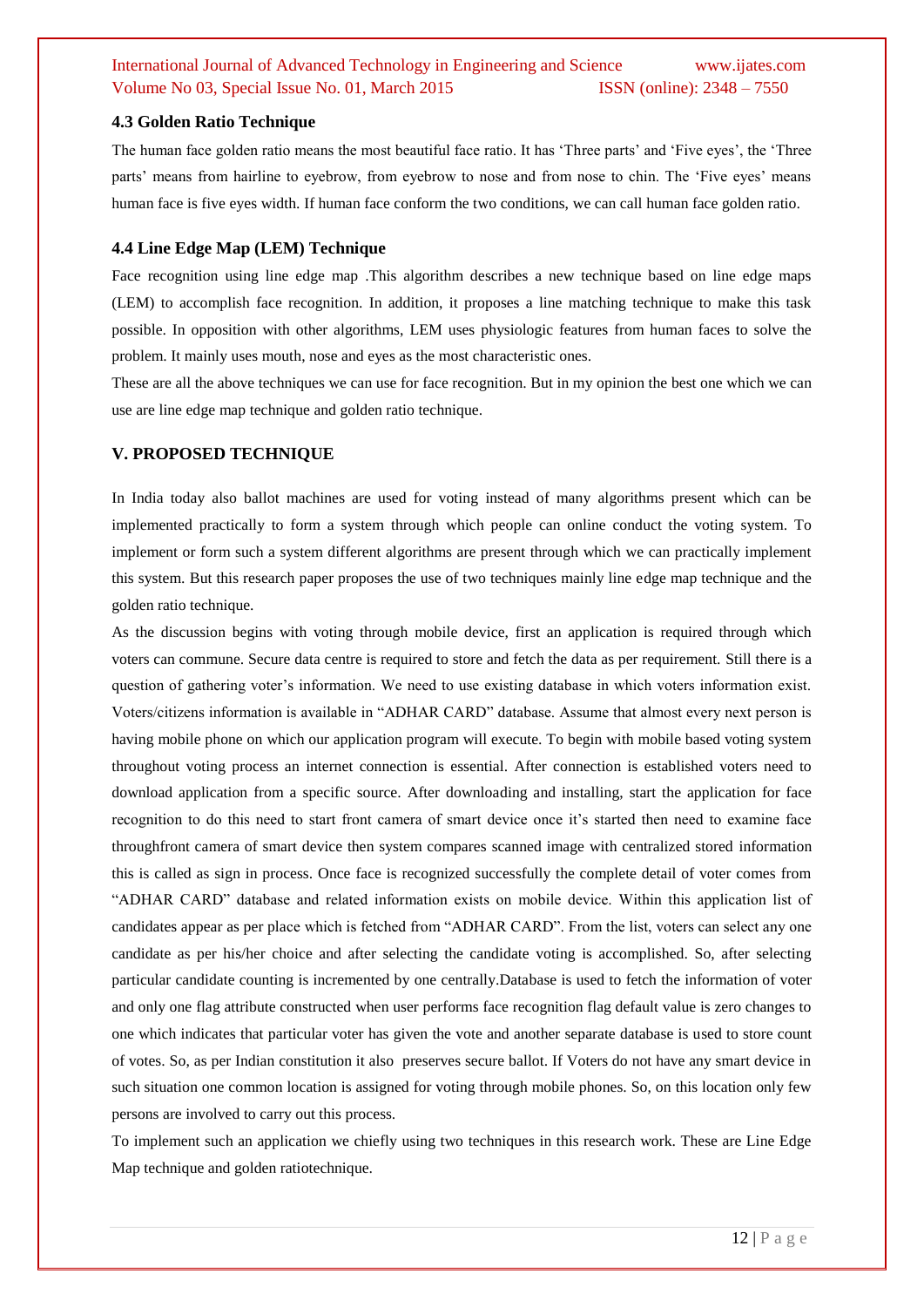### 4.3 Golden Ratio Technique

The human face golden ratio means the most beautiful face ratio. It has 'Three parts' and 'Five eyes', the 'Three parts' means from hairline to eyebrow, from eyebrow to nose and from nose to chin. The 'Five eyes' means human face is five eyes width. If human face conform the two conditions, we can call human face golden ratio.

### 4.4 Line Edge Map (LEM) Technique

Face recognition using line edge map .This algorithm describes a new technique based on line edge maps (LEM) to accomplish face recognition. In addition, it proposes a line matching technique to make this task possible. In opposition with other algorithms, LEM uses physiologic features from human faces to solve the problem. It mainly uses mouth, nose and eyes as the most characteristic ones.

These are all the above techniques we can use for face recognition. But in my opinion the best one which we can use are line edge map technique and golden ratio technique.

## V. PROPOSED TECHNIQUE

In India today also ballot machines are used for voting instead of many algorithms present which can be implemented practically to form a system through which people can online conduct the voting system. To implement or form such a system different algorithms are present through which we can practically implement this system. But this research paper proposes the use of two techniques mainly line edge map technique and the golden ratio technique.

As the discussion begins with voting through mobile device, first an application is required through which voters can commune. Secure data centre is required to store and fetch the data as per requirement. Still there is a question of gathering voter's information. We need to use existing database in which voters information exist. Voters/citizens information is available in "ADHAR CARD" database. Assume that almost every next person is having mobile phone on which our application program will execute. To begin with mobile based voting system throughout voting process an internet connection is essential. After connection is established voters need to download application from a specific source. After downloading and installing, start the application for face recognition to do this need to start front camera of smart device once it's started then need to examine face throughfront camera of smart device then system compares scanned image with centralized stored information this is called as sign in process. Once face is recognized successfully the complete detail of voter comes from "ADHAR CARD" database and related information exists on mobile device. Within this application list of candidates appear as per place which is fetched from "ADHAR CARD". From the list, voters can select any one candidate as per his/her choice and after selecting the candidate voting is accomplished. So, after selecting particular candidate counting is incremented by one centrally.Database is used to fetch the information of voter and only one flag attribute constructed when user performs face recognition flag default value is zero changes to one which indicates that particular voter has given the vote and another separate database is used to store count of votes. So, as per Indian constitution it also preserves secure ballot. If Voters do not have any smart device in such situation one common location is assigned for voting through mobile phones. So, on this location only few persons are involved to carry out this process.

To implement such an application we chiefly using two techniques in this research work. These are Line Edge Map technique and golden ratiotechnique.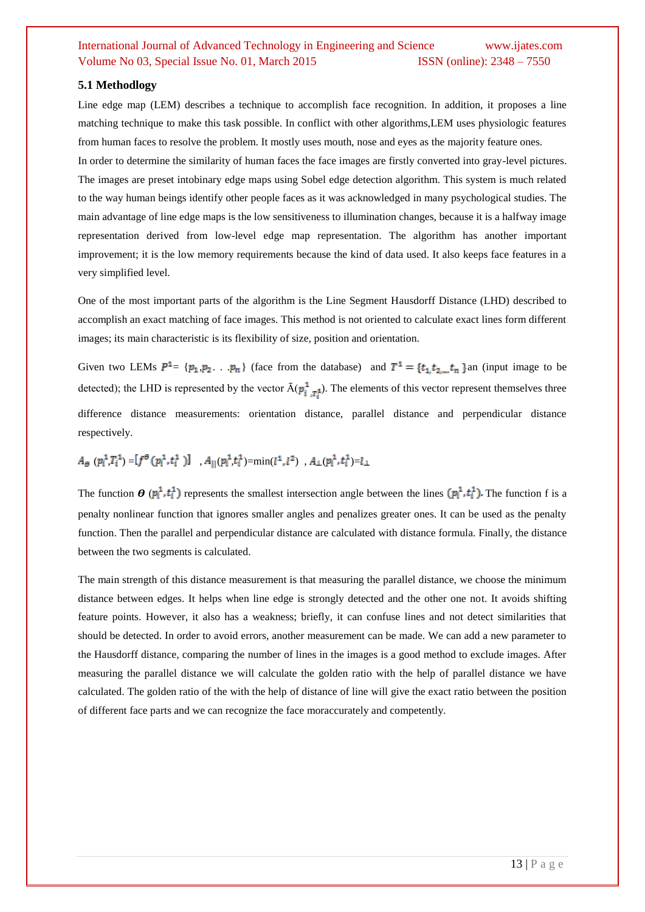### 5.1 Methodlogy

Line edge map (LEM) describes a technique to accomplish face recognition. In addition, it proposes a line matching technique to make this task possible. In conflict with other algorithms,LEM uses physiologic features from human faces to resolve the problem. It mostly uses mouth, nose and eyes as the majority feature ones.

In order to determine the similarity of human faces the face images are firstly converted into gray-level pictures. The images are preset intobinary edge maps using Sobel edge detection algorithm. This system is much related to the way human beings identify other people faces as it was acknowledged in many psychological studies. The main advantage of line edge maps is the low sensitiveness to illumination changes, because it is a halfway image representation derived from low-level edge map representation. The algorithm has another important improvement; it is the low memory requirements because the kind of data used. It also keeps face features in a very simplified level.

One of the most important parts of the algorithm is the Line Segment Hausdorff Distance (LHD) described to accomplish an exact matching of face images. This method is not oriented to calculate exact lines form different images; its main characteristic is its flexibility of size, position and orientation.

Given two LEMs $P^1 = \{p_1, p_2 \ldots p_n\}$ (face from the database) and $T^1 = \{t_1, t_2, \ldots t_n\}$an (input image to be detected); the LHD is represented by the vector $\bar{A}(p_i^1, T_i^1)$. The elements of this vector represent themselves three difference distance measurements: orientation distance, parallel distance and perpendicular distance respectively.

$$A_\theta(p_i^1, T_i^1) = [f^\theta(p_i^1, t_i^1)] \quad , A_{||}(p_i^1, t_i^1) = \min(l^1, l^2) \quad , A_\perp(p_i^1, t_i^1) = l_\perp$$

The function $\theta$ $(p_i^1, t_i^1)$ represents the smallest intersection angle between the lines $(p_i^1, t_i^1)$. The function f is a penalty nonlinear function that ignores smaller angles and penalizes greater ones. It can be used as the penalty function. Then the parallel and perpendicular distance are calculated with distance formula. Finally, the distance between the two segments is calculated.

The main strength of this distance measurement is that measuring the parallel distance, we choose the minimum distance between edges. It helps when line edge is strongly detected and the other one not. It avoids shifting feature points. However, it also has a weakness; briefly, it can confuse lines and not detect similarities that should be detected. In order to avoid errors, another measurement can be made. We can add a new parameter to the Hausdorff distance, comparing the number of lines in the images is a good method to exclude images. After measuring the parallel distance we will calculate the golden ratio with the help of parallel distance we have calculated. The golden ratio of the with the help of distance of line will give the exact ratio between the position of different face parts and we can recognize the face moraccurately and competently.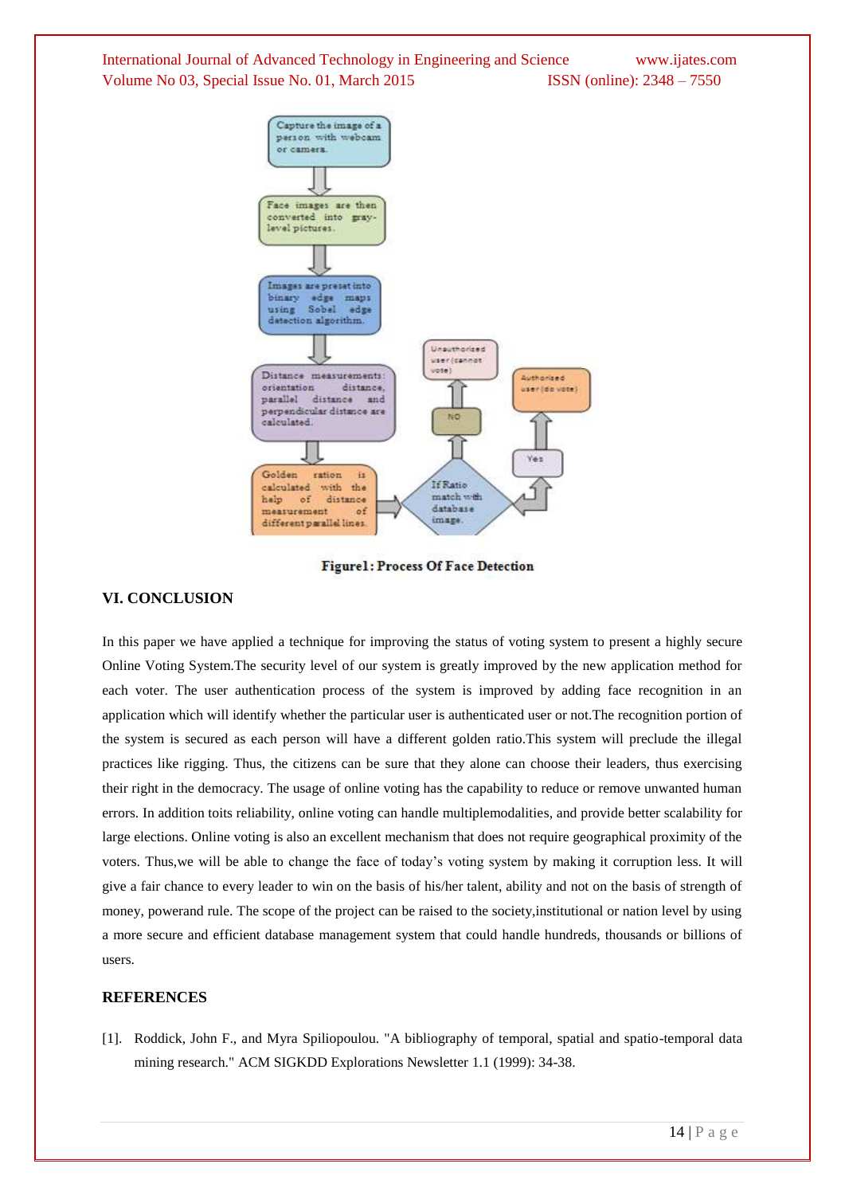Figure1: Process Of Face Detection

## VI. CONCLUSION

In this paper we have applied a technique for improving the status of voting system to present a highly secure Online Voting System.The security level of our system is greatly improved by the new application method for each voter. The user authentication process of the system is improved by adding face recognition in an application which will identify whether the particular user is authenticated user or not.The recognition portion of the system is secured as each person will have a different golden ratio.This system will preclude the illegal practices like rigging. Thus, the citizens can be sure that they alone can choose their leaders, thus exercising their right in the democracy. The usage of online voting has the capability to reduce or remove unwanted human errors. In addition toits reliability, online voting can handle multiplemodalities, and provide better scalability for large elections. Online voting is also an excellent mechanism that does not require geographical proximity of the voters. Thus,we will be able to change the face of today's voting system by making it corruption less. It will give a fair chance to every leader to win on the basis of his/her talent, ability and not on the basis of strength of money, powerand rule. The scope of the project can be raised to the society,institutional or nation level by using a more secure and efficient database management system that could handle hundreds, thousands or billions of users.

## REFERENCES

[1]. Roddick, John F., and Myra Spiliopoulou. "A bibliography of temporal, spatial and spatio-temporal data mining research." ACM SIGKDD Explorations Newsletter 1.1 (1999): 34-38.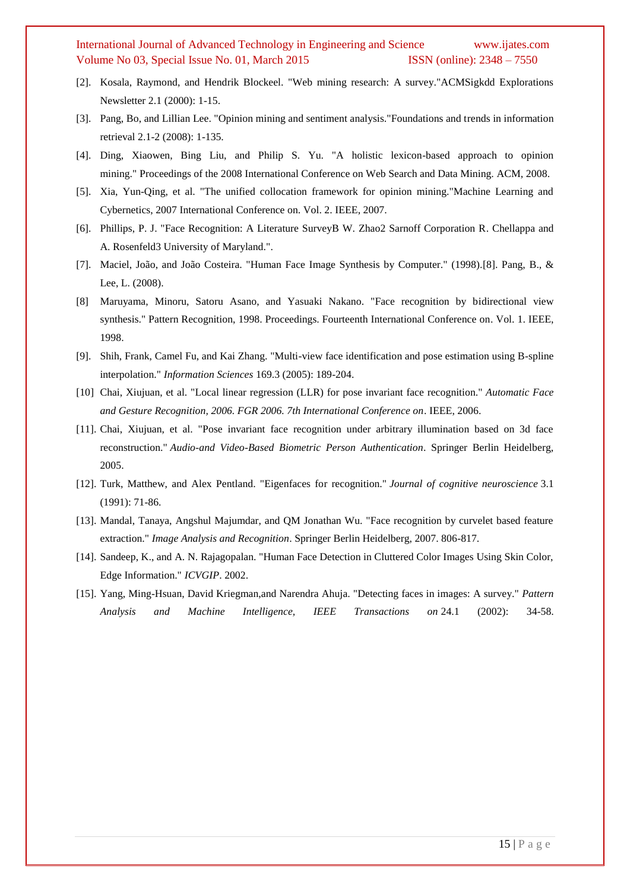[2]. Kosala, Raymond, and Hendrik Blockeel. "Web mining research: A survey."ACMSigkdd Explorations Newsletter 2.1 (2000): 1-15.

[3]. Pang, Bo, and Lillian Lee. "Opinion mining and sentiment analysis."Foundations and trends in information retrieval 2.1-2 (2008): 1-135.

[4]. Ding, Xiaowen, Bing Liu, and Philip S. Yu. "A holistic lexicon-based approach to opinion mining." Proceedings of the 2008 International Conference on Web Search and Data Mining. ACM, 2008.

[5]. Xia, Yun-Qing, et al. "The unified collocation framework for opinion mining."Machine Learning and Cybernetics, 2007 International Conference on. Vol. 2. IEEE, 2007.

[6]. Phillips, P. J. "Face Recognition: A Literature SurveyB W. Zhao2 Sarnoff Corporation R. Chellappa and A. Rosenfeld3 University of Maryland.".

[7]. Maciel, João, and João Costeira. "Human Face Image Synthesis by Computer." (1998).[8]. Pang, B., & Lee, L. (2008).

[8] Maruyama, Minoru, Satoru Asano, and Yasuaki Nakano. "Face recognition by bidirectional view synthesis." Pattern Recognition, 1998. Proceedings. Fourteenth International Conference on. Vol. 1. IEEE, 1998.

[9]. Shih, Frank, Camel Fu, and Kai Zhang. "Multi-view face identification and pose estimation using B-spline interpolation." *Information Sciences* 169.3 (2005): 189-204.

[10] Chai, Xiujuan, et al. "Local linear regression (LLR) for pose invariant face recognition." *Automatic Face and Gesture Recognition, 2006. FGR 2006. 7th International Conference on*. IEEE, 2006.

[11]. Chai, Xiujuan, et al. "Pose invariant face recognition under arbitrary illumination based on 3d face reconstruction." *Audio-and Video-Based Biometric Person Authentication*. Springer Berlin Heidelberg, 2005.

[12]. Turk, Matthew, and Alex Pentland. "Eigenfaces for recognition." *Journal of cognitive neuroscience* 3.1 (1991): 71-86.

[13]. Mandal, Tanaya, Angshul Majumdar, and QM Jonathan Wu. "Face recognition by curvelet based feature extraction." *Image Analysis and Recognition*. Springer Berlin Heidelberg, 2007. 806-817.

[14]. Sandeep, K., and A. N. Rajagopalan. "Human Face Detection in Cluttered Color Images Using Skin Color, Edge Information." *ICVGIP*. 2002.

[15]. Yang, Ming-Hsuan, David Kriegman,and Narendra Ahuja. "Detecting faces in images: A survey." *Pattern Analysis and Machine Intelligence, IEEE Transactions on* 24.1 (2002): 34-58.